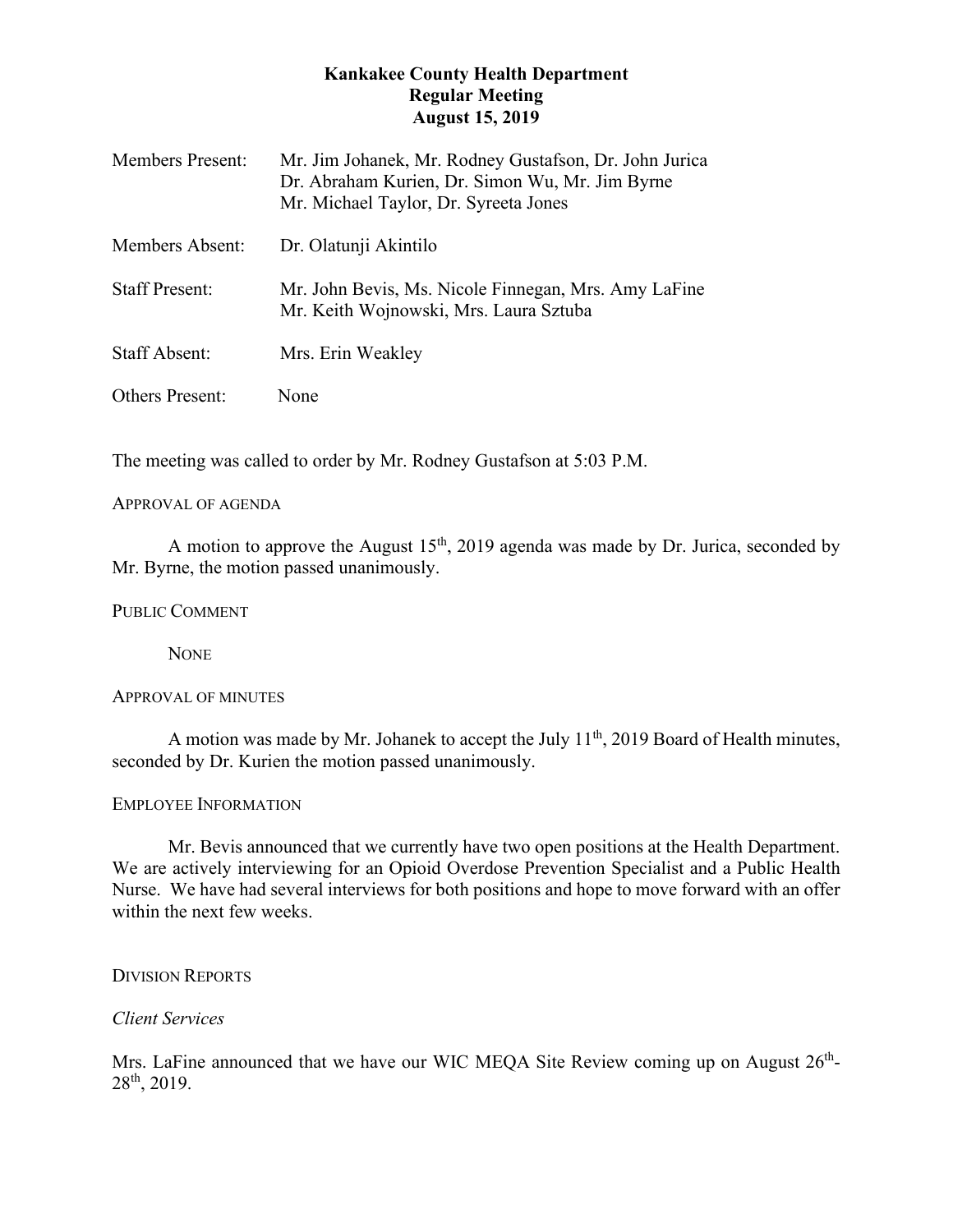# Kankakee County Health Department
## Regular Meeting
## August 15, 2019

| | |
|---|---|
| Members Present: | Mr. Jim Johanek, Mr. Rodney Gustafson, Dr. John Jurica<br>Dr. Abraham Kurien, Dr. Simon Wu, Mr. Jim Byrne<br>Mr. Michael Taylor, Dr. Syreeta Jones |
| Members Absent: | Dr. Olatunji Akintilo |
| Staff Present: | Mr. John Bevis, Ms. Nicole Finnegan, Mrs. Amy LaFine<br>Mr. Keith Wojnowski, Mrs. Laura Sztuba |
| Staff Absent: | Mrs. Erin Weakley |
| Others Present: | None |

The meeting was called to order by Mr. Rodney Gustafson at 5:03 P.M.

APPROVAL OF AGENDA

A motion to approve the August 15th, 2019 agenda was made by Dr. Jurica, seconded by Mr. Byrne, the motion passed unanimously.

PUBLIC COMMENT

NONE

APPROVAL OF MINUTES

A motion was made by Mr. Johanek to accept the July 11th, 2019 Board of Health minutes, seconded by Dr. Kurien the motion passed unanimously.

EMPLOYEE INFORMATION

Mr. Bevis announced that we currently have two open positions at the Health Department. We are actively interviewing for an Opioid Overdose Prevention Specialist and a Public Health Nurse. We have had several interviews for both positions and hope to move forward with an offer within the next few weeks.

DIVISION REPORTS

*Client Services*

Mrs. LaFine announced that we have our WIC MEQA Site Review coming up on August 26th-28th, 2019.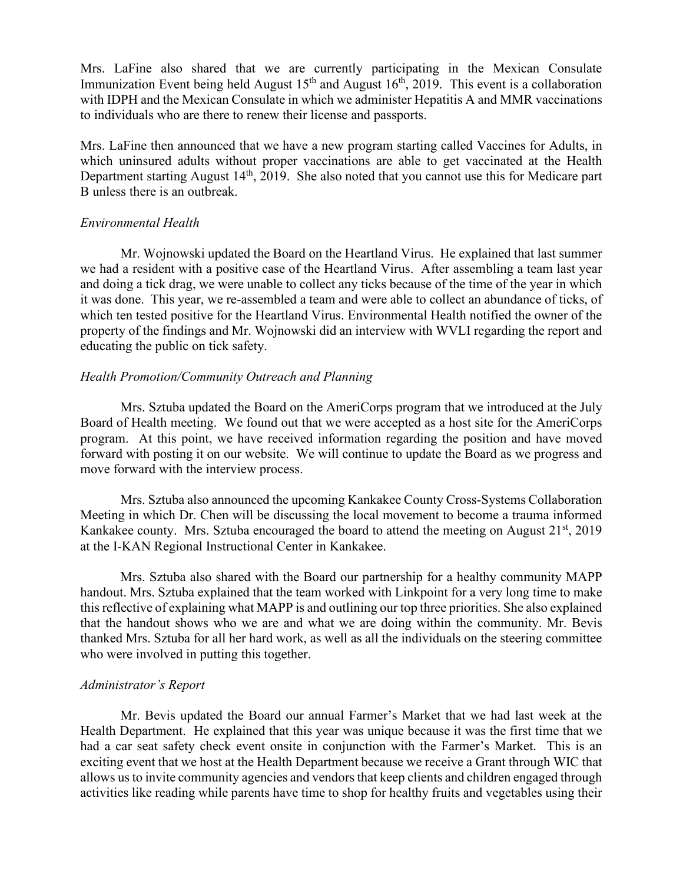Mrs. LaFine also shared that we are currently participating in the Mexican Consulate Immunization Event being held August 15th and August 16th, 2019. This event is a collaboration with IDPH and the Mexican Consulate in which we administer Hepatitis A and MMR vaccinations to individuals who are there to renew their license and passports.

Mrs. LaFine then announced that we have a new program starting called Vaccines for Adults, in which uninsured adults without proper vaccinations are able to get vaccinated at the Health Department starting August 14th, 2019. She also noted that you cannot use this for Medicare part B unless there is an outbreak.

*Environmental Health*

Mr. Wojnowski updated the Board on the Heartland Virus. He explained that last summer we had a resident with a positive case of the Heartland Virus. After assembling a team last year and doing a tick drag, we were unable to collect any ticks because of the time of the year in which it was done. This year, we re-assembled a team and were able to collect an abundance of ticks, of which ten tested positive for the Heartland Virus. Environmental Health notified the owner of the property of the findings and Mr. Wojnowski did an interview with WVLI regarding the report and educating the public on tick safety.

*Health Promotion/Community Outreach and Planning*

Mrs. Sztuba updated the Board on the AmeriCorps program that we introduced at the July Board of Health meeting. We found out that we were accepted as a host site for the AmeriCorps program. At this point, we have received information regarding the position and have moved forward with posting it on our website. We will continue to update the Board as we progress and move forward with the interview process.

Mrs. Sztuba also announced the upcoming Kankakee County Cross-Systems Collaboration Meeting in which Dr. Chen will be discussing the local movement to become a trauma informed Kankakee county. Mrs. Sztuba encouraged the board to attend the meeting on August 21st, 2019 at the I-KAN Regional Instructional Center in Kankakee.

Mrs. Sztuba also shared with the Board our partnership for a healthy community MAPP handout. Mrs. Sztuba explained that the team worked with Linkpoint for a very long time to make this reflective of explaining what MAPP is and outlining our top three priorities. She also explained that the handout shows who we are and what we are doing within the community. Mr. Bevis thanked Mrs. Sztuba for all her hard work, as well as all the individuals on the steering committee who were involved in putting this together.

*Administrator's Report*

Mr. Bevis updated the Board our annual Farmer's Market that we had last week at the Health Department. He explained that this year was unique because it was the first time that we had a car seat safety check event onsite in conjunction with the Farmer's Market. This is an exciting event that we host at the Health Department because we receive a Grant through WIC that allows us to invite community agencies and vendors that keep clients and children engaged through activities like reading while parents have time to shop for healthy fruits and vegetables using their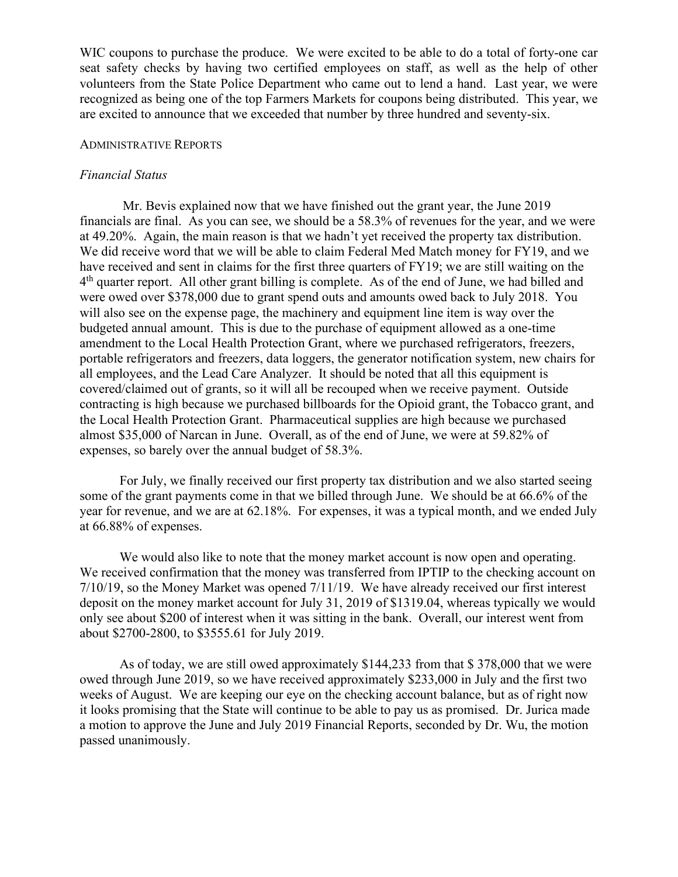WIC coupons to purchase the produce. We were excited to be able to do a total of forty-one car seat safety checks by having two certified employees on staff, as well as the help of other volunteers from the State Police Department who came out to lend a hand. Last year, we were recognized as being one of the top Farmers Markets for coupons being distributed. This year, we are excited to announce that we exceeded that number by three hundred and seventy-six.

## Administrative Reports

### *Financial Status*

Mr. Bevis explained now that we have finished out the grant year, the June 2019 financials are final. As you can see, we should be a 58.3% of revenues for the year, and we were at 49.20%. Again, the main reason is that we hadn't yet received the property tax distribution. We did receive word that we will be able to claim Federal Med Match money for FY19, and we have received and sent in claims for the first three quarters of FY19; we are still waiting on the 4th quarter report. All other grant billing is complete. As of the end of June, we had billed and were owed over $378,000 due to grant spend outs and amounts owed back to July 2018. You will also see on the expense page, the machinery and equipment line item is way over the budgeted annual amount. This is due to the purchase of equipment allowed as a one-time amendment to the Local Health Protection Grant, where we purchased refrigerators, freezers, portable refrigerators and freezers, data loggers, the generator notification system, new chairs for all employees, and the Lead Care Analyzer. It should be noted that all this equipment is covered/claimed out of grants, so it will all be recouped when we receive payment. Outside contracting is high because we purchased billboards for the Opioid grant, the Tobacco grant, and the Local Health Protection Grant. Pharmaceutical supplies are high because we purchased almost $35,000 of Narcan in June. Overall, as of the end of June, we were at 59.82% of expenses, so barely over the annual budget of 58.3%.

For July, we finally received our first property tax distribution and we also started seeing some of the grant payments come in that we billed through June. We should be at 66.6% of the year for revenue, and we are at 62.18%. For expenses, it was a typical month, and we ended July at 66.88% of expenses.

We would also like to note that the money market account is now open and operating. We received confirmation that the money was transferred from IPTIP to the checking account on 7/10/19, so the Money Market was opened 7/11/19. We have already received our first interest deposit on the money market account for July 31, 2019 of $1319.04, whereas typically we would only see about $200 of interest when it was sitting in the bank. Overall, our interest went from about $2700-2800, to $3555.61 for July 2019.

As of today, we are still owed approximately $144,233 from that $ 378,000 that we were owed through June 2019, so we have received approximately $233,000 in July and the first two weeks of August. We are keeping our eye on the checking account balance, but as of right now it looks promising that the State will continue to be able to pay us as promised. Dr. Jurica made a motion to approve the June and July 2019 Financial Reports, seconded by Dr. Wu, the motion passed unanimously.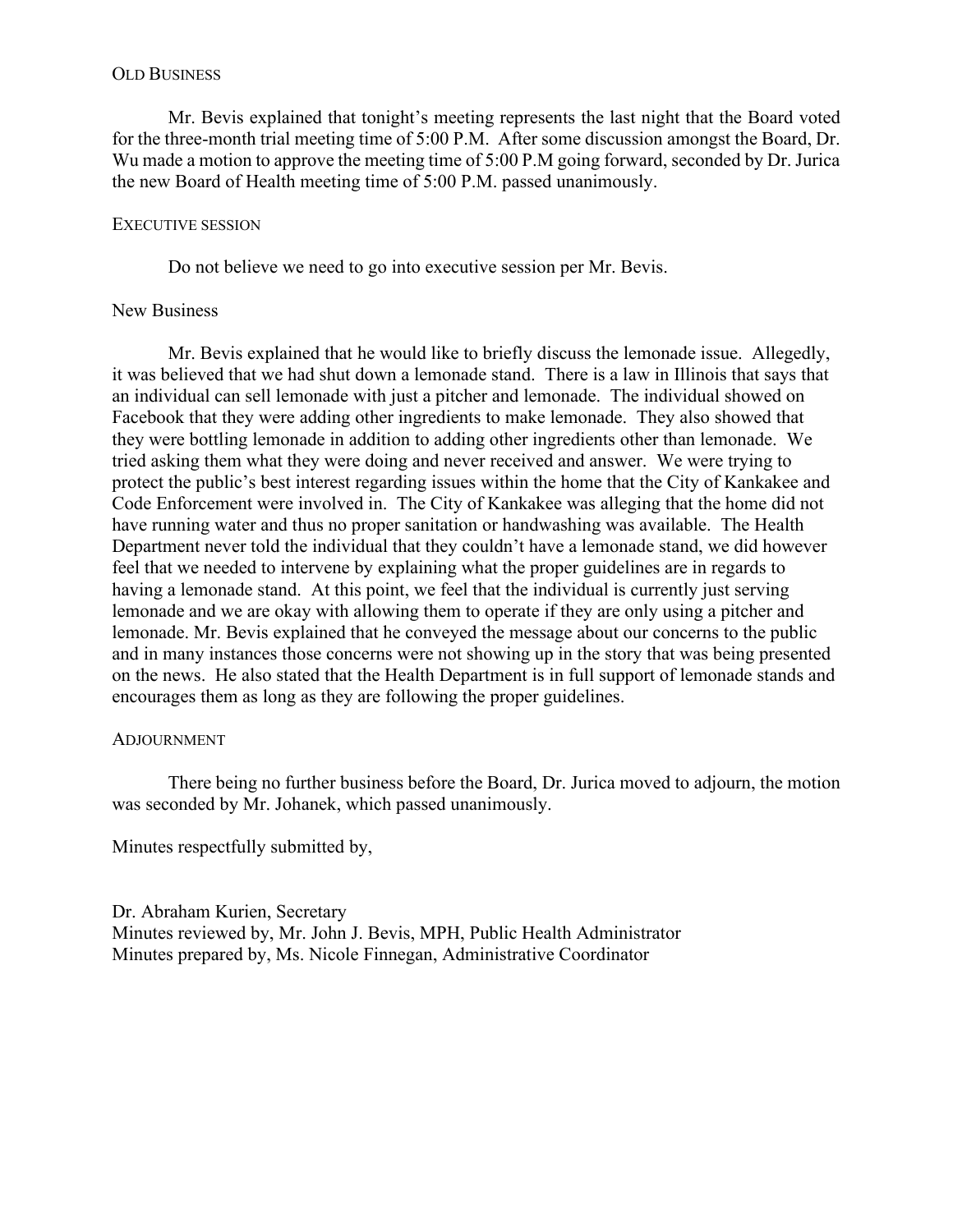## Old Business

Mr. Bevis explained that tonight's meeting represents the last night that the Board voted for the three-month trial meeting time of 5:00 P.M. After some discussion amongst the Board, Dr. Wu made a motion to approve the meeting time of 5:00 P.M going forward, seconded by Dr. Jurica the new Board of Health meeting time of 5:00 P.M. passed unanimously.

## Executive session

Do not believe we need to go into executive session per Mr. Bevis.

## New Business

Mr. Bevis explained that he would like to briefly discuss the lemonade issue. Allegedly, it was believed that we had shut down a lemonade stand. There is a law in Illinois that says that an individual can sell lemonade with just a pitcher and lemonade. The individual showed on Facebook that they were adding other ingredients to make lemonade. They also showed that they were bottling lemonade in addition to adding other ingredients other than lemonade. We tried asking them what they were doing and never received and answer. We were trying to protect the public's best interest regarding issues within the home that the City of Kankakee and Code Enforcement were involved in. The City of Kankakee was alleging that the home did not have running water and thus no proper sanitation or handwashing was available. The Health Department never told the individual that they couldn't have a lemonade stand, we did however feel that we needed to intervene by explaining what the proper guidelines are in regards to having a lemonade stand. At this point, we feel that the individual is currently just serving lemonade and we are okay with allowing them to operate if they are only using a pitcher and lemonade. Mr. Bevis explained that he conveyed the message about our concerns to the public and in many instances those concerns were not showing up in the story that was being presented on the news. He also stated that the Health Department is in full support of lemonade stands and encourages them as long as they are following the proper guidelines.

## Adjournment

There being no further business before the Board, Dr. Jurica moved to adjourn, the motion was seconded by Mr. Johanek, which passed unanimously.

Minutes respectfully submitted by,

Dr. Abraham Kurien, Secretary
Minutes reviewed by, Mr. John J. Bevis, MPH, Public Health Administrator
Minutes prepared by, Ms. Nicole Finnegan, Administrative Coordinator